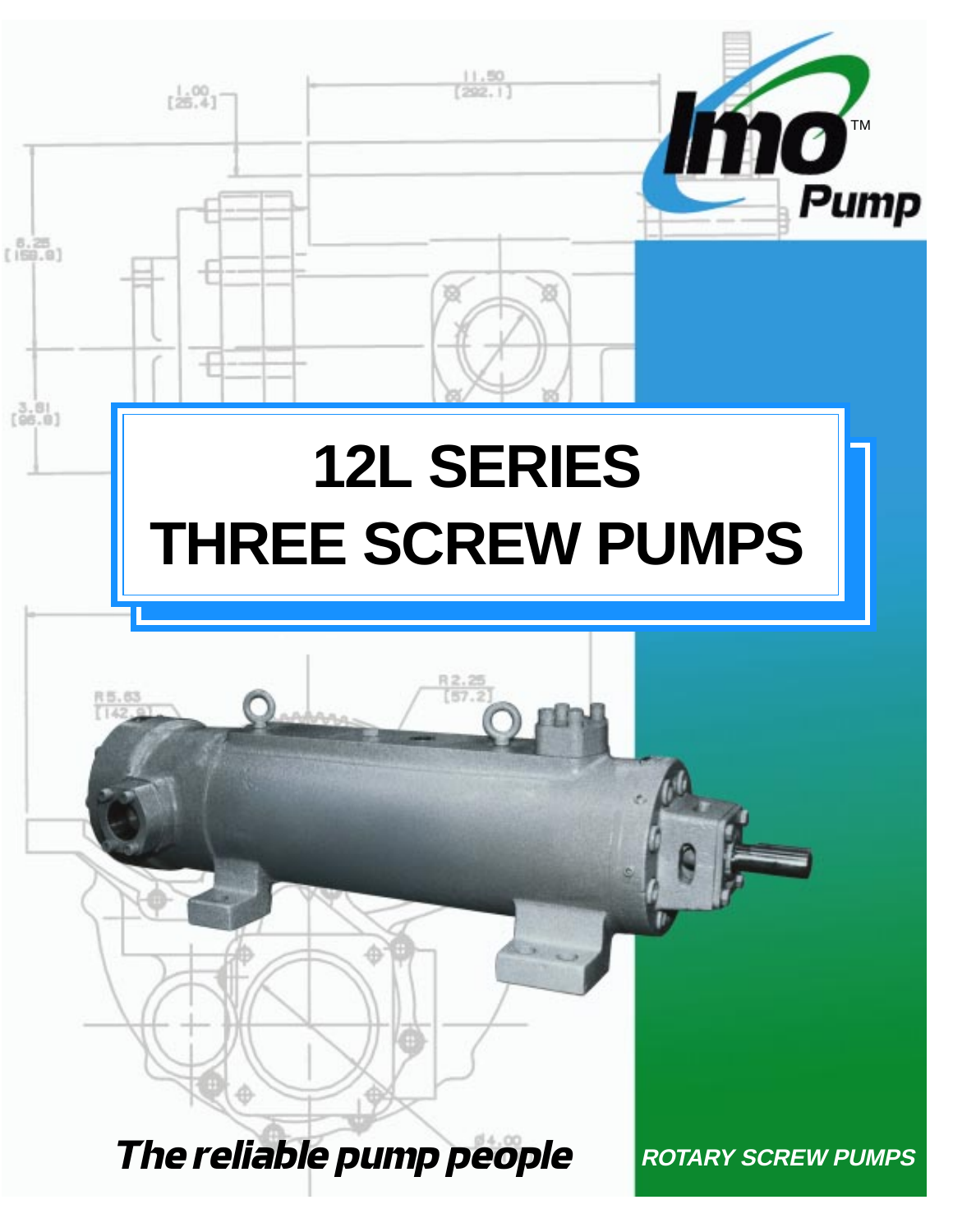Imo™ Pump

# 12L SERIES
# THREE SCREW PUMPS

***The reliable pump people***

***ROTARY SCREW PUMPS***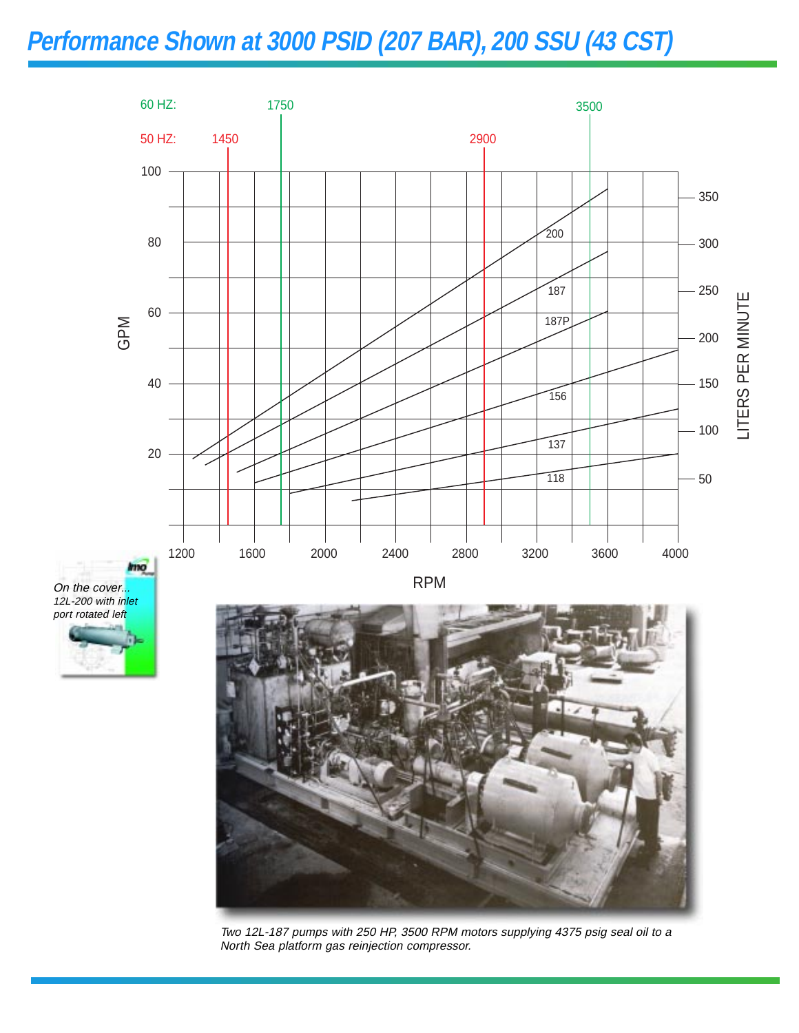# Performance Shown at 3000 PSID (207 BAR), 200 SSU (43 CST)

60 HZ: 1750 3500

50 HZ: 1450 2900

GPM / LITERS PER MINUTE vs RPM — curves: 200, 187, 187P, 156, 137, 118

*On the cover...*
*12L-200 with inlet port rotated left*

*Two 12L-187 pumps with 250 HP, 3500 RPM motors supplying 4375 psig seal oil to a North Sea platform gas reinjection compressor.*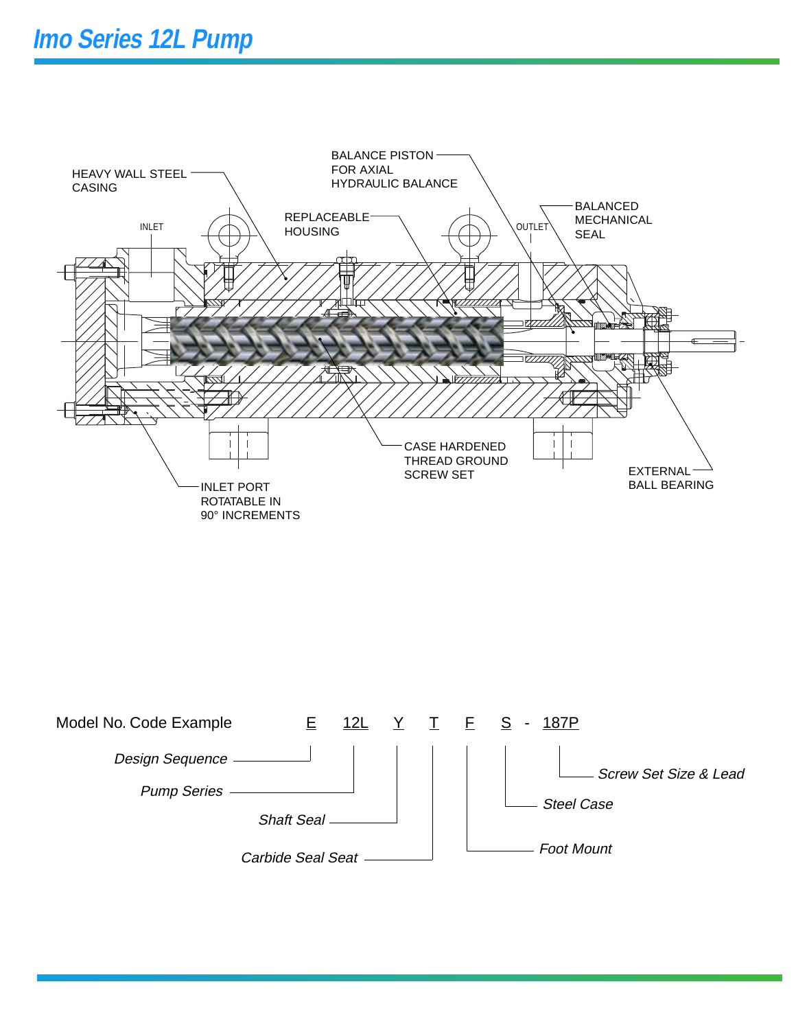# Imo Series 12L Pump

HEAVY WALL STEEL CASING

BALANCE PISTON FOR AXIAL HYDRAULIC BALANCE

BALANCED MECHANICAL SEAL

INLET

REPLACEABLE HOUSING

OUTLET

CASE HARDENED THREAD GROUND SCREW SET

EXTERNAL BALL BEARING

INLET PORT ROTATABLE IN 90° INCREMENTS

Model No. Code Example   E   12L   Y   T   F   S - 187P

- E — *Design Sequence*
- 12L — *Pump Series*
- Y — *Shaft Seal*
- T — *Carbide Seal Seat*
- F — *Foot Mount*
- S — *Steel Case*
- 187P — *Screw Set Size & Lead*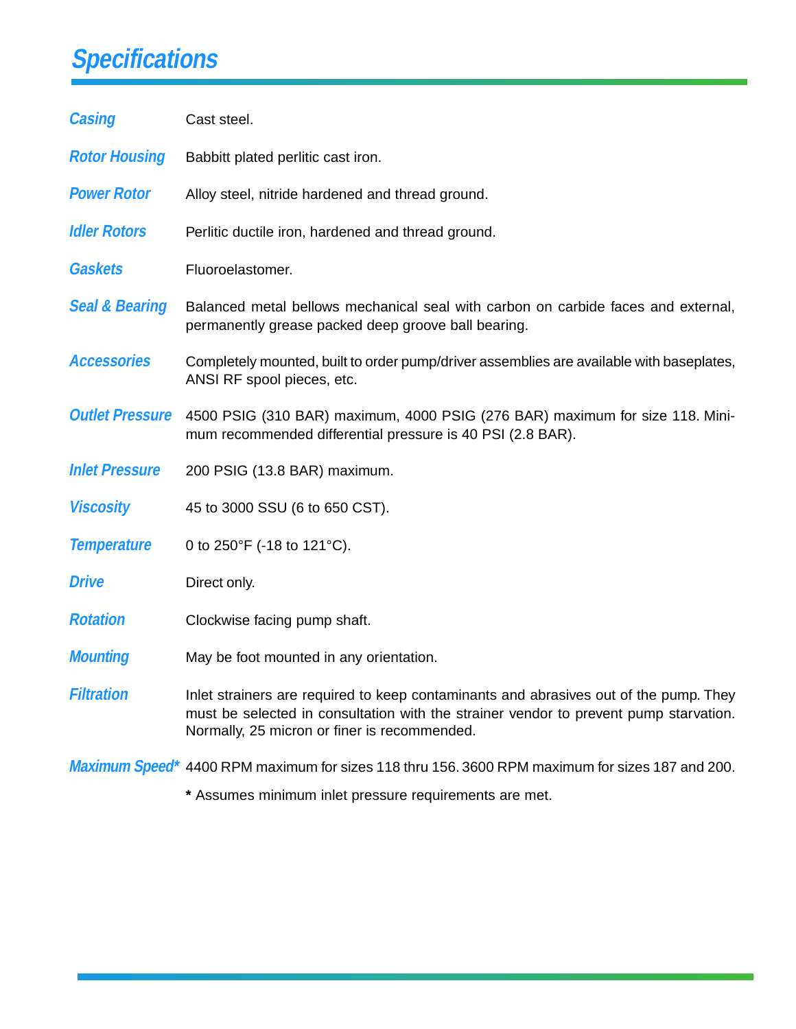# Specifications

| | |
|---|---|
| ***Casing*** | Cast steel. |
| ***Rotor Housing*** | Babbitt plated perlitic cast iron. |
| ***Power Rotor*** | Alloy steel, nitride hardened and thread ground. |
| ***Idler Rotors*** | Perlitic ductile iron, hardened and thread ground. |
| ***Gaskets*** | Fluoroelastomer. |
| ***Seal & Bearing*** | Balanced metal bellows mechanical seal with carbon on carbide faces and external, permanently grease packed deep groove ball bearing. |
| ***Accessories*** | Completely mounted, built to order pump/driver assemblies are available with baseplates, ANSI RF spool pieces, etc. |
| ***Outlet Pressure*** | 4500 PSIG (310 BAR) maximum, 4000 PSIG (276 BAR) maximum for size 118. Minimum recommended differential pressure is 40 PSI (2.8 BAR). |
| ***Inlet Pressure*** | 200 PSIG (13.8 BAR) maximum. |
| ***Viscosity*** | 45 to 3000 SSU (6 to 650 CST). |
| ***Temperature*** | 0 to 250°F (-18 to 121°C). |
| ***Drive*** | Direct only. |
| ***Rotation*** | Clockwise facing pump shaft. |
| ***Mounting*** | May be foot mounted in any orientation. |
| ***Filtration*** | Inlet strainers are required to keep contaminants and abrasives out of the pump. They must be selected in consultation with the strainer vendor to prevent pump starvation. Normally, 25 micron or finer is recommended. |
| ***Maximum Speed**** | 4400 RPM maximum for sizes 118 thru 156. 3600 RPM maximum for sizes 187 and 200. |

**\*** Assumes minimum inlet pressure requirements are met.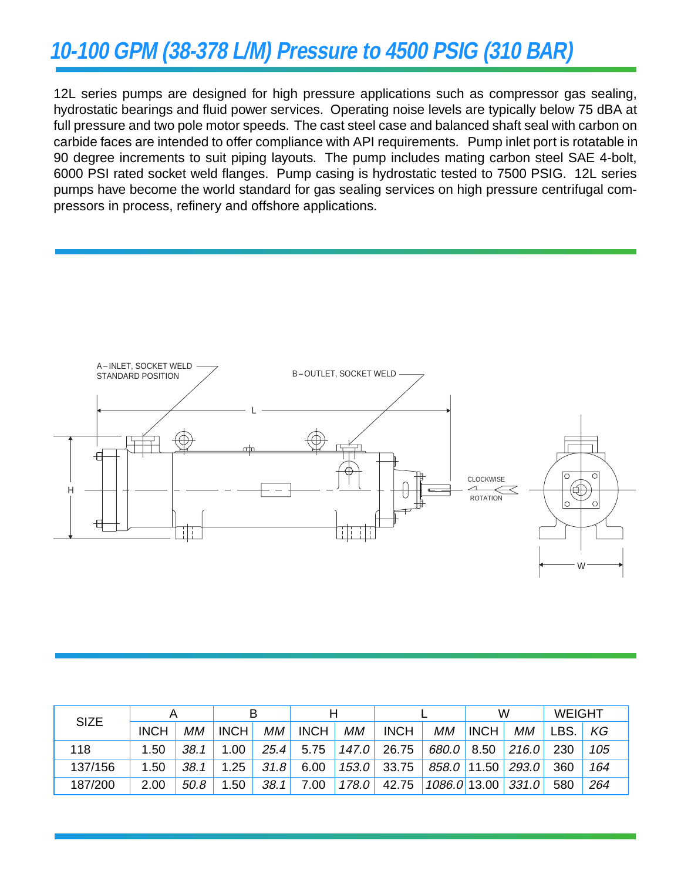# 10-100 GPM (38-378 L/M) Pressure to 4500 PSIG (310 BAR)

12L series pumps are designed for high pressure applications such as compressor gas sealing, hydrostatic bearings and fluid power services. Operating noise levels are typically below 75 dBA at full pressure and two pole motor speeds. The cast steel case and balanced shaft seal with carbon on carbide faces are intended to offer compliance with API requirements. Pump inlet port is rotatable in 90 degree increments to suit piping layouts. The pump includes mating carbon steel SAE 4-bolt, 6000 PSI rated socket weld flanges. Pump casing is hydrostatic tested to 7500 PSIG. 12L series pumps have become the world standard for gas sealing services on high pressure centrifugal compressors in process, refinery and offshore applications.

A – INLET, SOCKET WELD STANDARD POSITION

B – OUTLET, SOCKET WELD

L

H

CLOCKWISE ROTATION

W

| SIZE | A | | B | | H | | L | | W | | WEIGHT | |
|---|---|---|---|---|---|---|---|---|---|---|---|---|
| | INCH | *MM* | INCH | *MM* | INCH | *MM* | INCH | *MM* | INCH | *MM* | LBS. | *KG* |
| 118 | 1.50 | *38.1* | 1.00 | *25.4* | 5.75 | *147.0* | 26.75 | *680.0* | 8.50 | *216.0* | 230 | *105* |
| 137/156 | 1.50 | *38.1* | 1.25 | *31.8* | 6.00 | *153.0* | 33.75 | *858.0* | 11.50 | *293.0* | 360 | *164* |
| 187/200 | 2.00 | *50.8* | 1.50 | *38.1* | 7.00 | *178.0* | 42.75 | *1086.0* | 13.00 | *331.0* | 580 | *264* |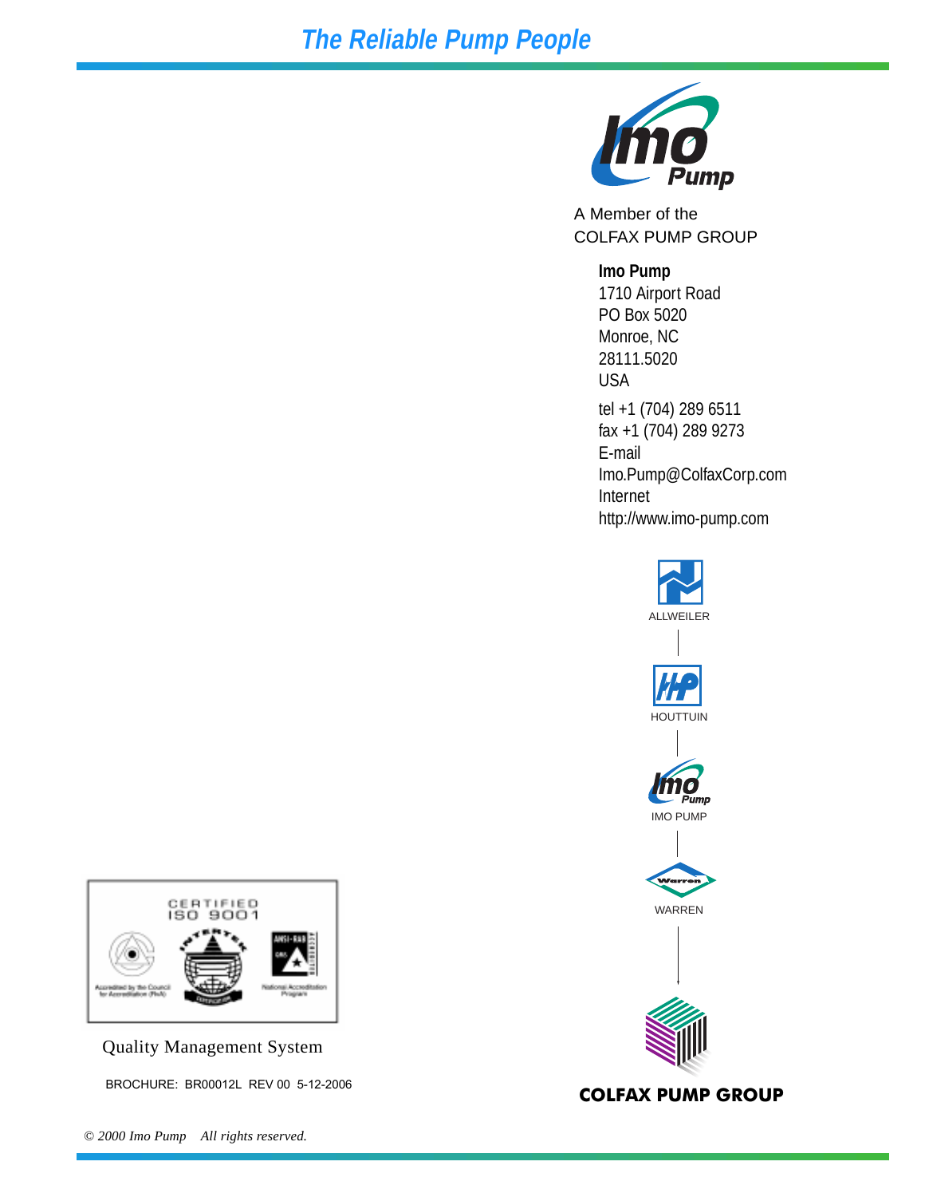A Member of the
COLFAX PUMP GROUP

**Imo Pump**
1710 Airport Road
PO Box 5020
Monroe, NC
28111.5020
USA

tel +1 (704) 289 6511
fax +1 (704) 289 9273
E-mail
Imo.Pump@ColfaxCorp.com
Internet
http://www.imo-pump.com

ALLWEILER

HOUTTUIN

IMO PUMP

WARREN

COLFAX PUMP GROUP

CERTIFIED
ISO 9001

Accredited by the Council for Accreditation (RvA)

National Accreditation Program

Quality Management System

BROCHURE: BR00012L REV 00 5-12-2006

*© 2000 Imo Pump All rights reserved.*